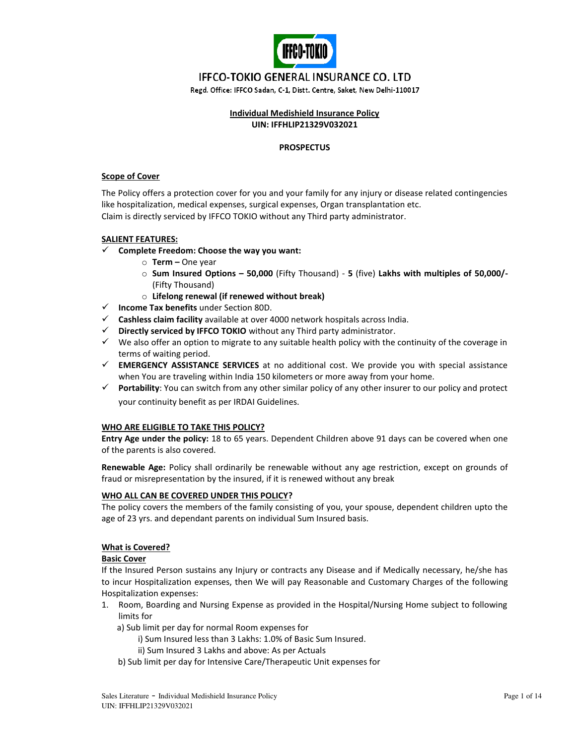# IFFCO-TOKIO GENERAL INSURANCE CO. LTD

Regd. Office: IFFCO Sadan, C-1, Distt. Centre, Saket, New Delhi-110017

**Individual Medishield Insurance Policy**
**UIN: IFFHLIP21329V032021**

**PROSPECTUS**

## Scope of Cover

The Policy offers a protection cover for you and your family for any injury or disease related contingencies like hospitalization, medical expenses, surgical expenses, Organ transplantation etc.
Claim is directly serviced by IFFCO TOKIO without any Third party administrator.

## SALIENT FEATURES:

- ✓ **Complete Freedom: Choose the way you want:**
  - **Term –** One year
  - **Sum Insured Options – 50,000** (Fifty Thousand) - **5** (five) **Lakhs with multiples of 50,000/-** (Fifty Thousand)
  - **Lifelong renewal (if renewed without break)**
- ✓ **Income Tax benefits** under Section 80D.
- ✓ **Cashless claim facility** available at over 4000 network hospitals across India.
- ✓ **Directly serviced by IFFCO TOKIO** without any Third party administrator.
- ✓ We also offer an option to migrate to any suitable health policy with the continuity of the coverage in terms of waiting period.
- ✓ **EMERGENCY ASSISTANCE SERVICES** at no additional cost. We provide you with special assistance when You are traveling within India 150 kilometers or more away from your home.
- ✓ **Portability**: You can switch from any other similar policy of any other insurer to our policy and protect your continuity benefit as per IRDAI Guidelines.

## WHO ARE ELIGIBLE TO TAKE THIS POLICY?

**Entry Age under the policy:** 18 to 65 years. Dependent Children above 91 days can be covered when one of the parents is also covered.

**Renewable Age:** Policy shall ordinarily be renewable without any age restriction, except on grounds of fraud or misrepresentation by the insured, if it is renewed without any break

## WHO ALL CAN BE COVERED UNDER THIS POLICY?

The policy covers the members of the family consisting of you, your spouse, dependent children upto the age of 23 yrs. and dependant parents on individual Sum Insured basis.

## What is Covered?

### Basic Cover

If the Insured Person sustains any Injury or contracts any Disease and if Medically necessary, he/she has to incur Hospitalization expenses, then We will pay Reasonable and Customary Charges of the following Hospitalization expenses:

1. Room, Boarding and Nursing Expense as provided in the Hospital/Nursing Home subject to following limits for
   - a) Sub limit per day for normal Room expenses for
     - i) Sum Insured less than 3 Lakhs: 1.0% of Basic Sum Insured.
     - ii) Sum Insured 3 Lakhs and above: As per Actuals
   - b) Sub limit per day for Intensive Care/Therapeutic Unit expenses for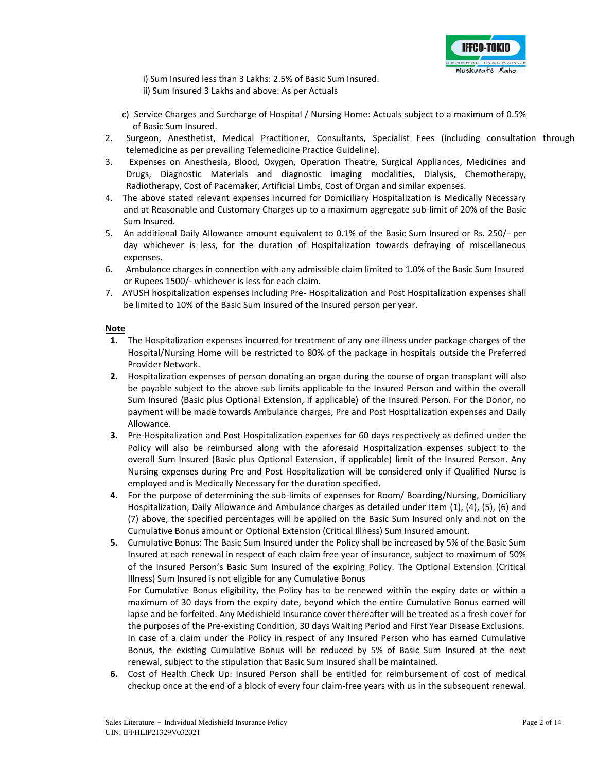i) Sum Insured less than 3 Lakhs: 2.5% of Basic Sum Insured.
ii) Sum Insured 3 Lakhs and above: As per Actuals

c) Service Charges and Surcharge of Hospital / Nursing Home: Actuals subject to a maximum of 0.5% of Basic Sum Insured.

2. Surgeon, Anesthetist, Medical Practitioner, Consultants, Specialist Fees (including consultation through telemedicine as per prevailing Telemedicine Practice Guideline).
3. Expenses on Anesthesia, Blood, Oxygen, Operation Theatre, Surgical Appliances, Medicines and Drugs, Diagnostic Materials and diagnostic imaging modalities, Dialysis, Chemotherapy, Radiotherapy, Cost of Pacemaker, Artificial Limbs, Cost of Organ and similar expenses.
4. The above stated relevant expenses incurred for Domiciliary Hospitalization is Medically Necessary and at Reasonable and Customary Charges up to a maximum aggregate sub-limit of 20% of the Basic Sum Insured.
5. An additional Daily Allowance amount equivalent to 0.1% of the Basic Sum Insured or Rs. 250/- per day whichever is less, for the duration of Hospitalization towards defraying of miscellaneous expenses.
6. Ambulance charges in connection with any admissible claim limited to 1.0% of the Basic Sum Insured or Rupees 1500/- whichever is less for each claim.
7. AYUSH hospitalization expenses including Pre- Hospitalization and Post Hospitalization expenses shall be limited to 10% of the Basic Sum Insured of the Insured person per year.

**Note**

1. The Hospitalization expenses incurred for treatment of any one illness under package charges of the Hospital/Nursing Home will be restricted to 80% of the package in hospitals outside the Preferred Provider Network.
2. Hospitalization expenses of person donating an organ during the course of organ transplant will also be payable subject to the above sub limits applicable to the Insured Person and within the overall Sum Insured (Basic plus Optional Extension, if applicable) of the Insured Person. For the Donor, no payment will be made towards Ambulance charges, Pre and Post Hospitalization expenses and Daily Allowance.
3. Pre-Hospitalization and Post Hospitalization expenses for 60 days respectively as defined under the Policy will also be reimbursed along with the aforesaid Hospitalization expenses subject to the overall Sum Insured (Basic plus Optional Extension, if applicable) limit of the Insured Person. Any Nursing expenses during Pre and Post Hospitalization will be considered only if Qualified Nurse is employed and is Medically Necessary for the duration specified.
4. For the purpose of determining the sub-limits of expenses for Room/ Boarding/Nursing, Domiciliary Hospitalization, Daily Allowance and Ambulance charges as detailed under Item (1), (4), (5), (6) and (7) above, the specified percentages will be applied on the Basic Sum Insured only and not on the Cumulative Bonus amount or Optional Extension (Critical Illness) Sum Insured amount.
5. Cumulative Bonus: The Basic Sum Insured under the Policy shall be increased by 5% of the Basic Sum Insured at each renewal in respect of each claim free year of insurance, subject to maximum of 50% of the Insured Person's Basic Sum Insured of the expiring Policy. The Optional Extension (Critical Illness) Sum Insured is not eligible for any Cumulative Bonus
   For Cumulative Bonus eligibility, the Policy has to be renewed within the expiry date or within a maximum of 30 days from the expiry date, beyond which the entire Cumulative Bonus earned will lapse and be forfeited. Any Medishield Insurance cover thereafter will be treated as a fresh cover for the purposes of the Pre-existing Condition, 30 days Waiting Period and First Year Disease Exclusions. In case of a claim under the Policy in respect of any Insured Person who has earned Cumulative Bonus, the existing Cumulative Bonus will be reduced by 5% of Basic Sum Insured at the next renewal, subject to the stipulation that Basic Sum Insured shall be maintained.
6. Cost of Health Check Up: Insured Person shall be entitled for reimbursement of cost of medical checkup once at the end of a block of every four claim-free years with us in the subsequent renewal.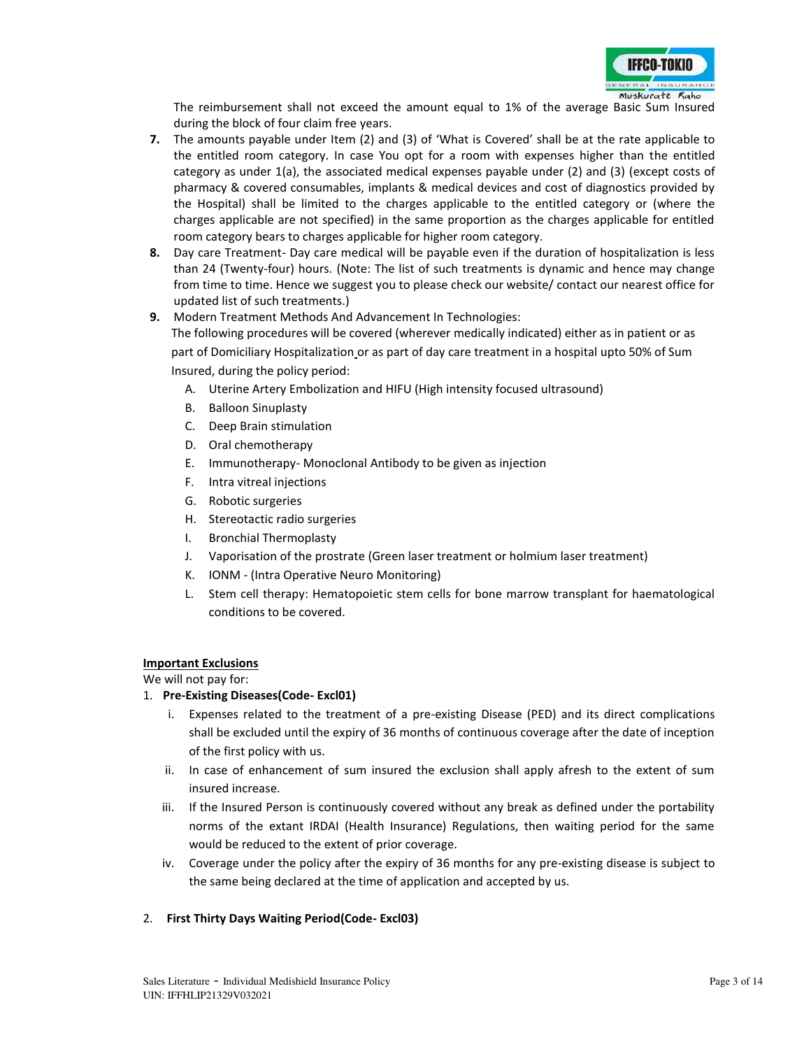The reimbursement shall not exceed the amount equal to 1% of the average Basic Sum Insured during the block of four claim free years.

7. The amounts payable under Item (2) and (3) of 'What is Covered' shall be at the rate applicable to the entitled room category. In case You opt for a room with expenses higher than the entitled category as under 1(a), the associated medical expenses payable under (2) and (3) (except costs of pharmacy & covered consumables, implants & medical devices and cost of diagnostics provided by the Hospital) shall be limited to the charges applicable to the entitled category or (where the charges applicable are not specified) in the same proportion as the charges applicable for entitled room category bears to charges applicable for higher room category.
8. Day care Treatment- Day care medical will be payable even if the duration of hospitalization is less than 24 (Twenty-four) hours. (Note: The list of such treatments is dynamic and hence may change from time to time. Hence we suggest you to please check our website/ contact our nearest office for updated list of such treatments.)
9. Modern Treatment Methods And Advancement In Technologies:
   The following procedures will be covered (wherever medically indicated) either as in patient or as part of Domiciliary Hospitalization or as part of day care treatment in a hospital upto 50% of Sum Insured, during the policy period:
   A. Uterine Artery Embolization and HIFU (High intensity focused ultrasound)
   B. Balloon Sinuplasty
   C. Deep Brain stimulation
   D. Oral chemotherapy
   E. Immunotherapy- Monoclonal Antibody to be given as injection
   F. Intra vitreal injections
   G. Robotic surgeries
   H. Stereotactic radio surgeries
   I. Bronchial Thermoplasty
   J. Vaporisation of the prostrate (Green laser treatment or holmium laser treatment)
   K. IONM - (Intra Operative Neuro Monitoring)
   L. Stem cell therapy: Hematopoietic stem cells for bone marrow transplant for haematological conditions to be covered.

**Important Exclusions**

We will not pay for:

1. **Pre-Existing Diseases(Code- Excl01)**
   i. Expenses related to the treatment of a pre-existing Disease (PED) and its direct complications shall be excluded until the expiry of 36 months of continuous coverage after the date of inception of the first policy with us.
   ii. In case of enhancement of sum insured the exclusion shall apply afresh to the extent of sum insured increase.
   iii. If the Insured Person is continuously covered without any break as defined under the portability norms of the extant IRDAI (Health Insurance) Regulations, then waiting period for the same would be reduced to the extent of prior coverage.
   iv. Coverage under the policy after the expiry of 36 months for any pre-existing disease is subject to the same being declared at the time of application and accepted by us.

2. **First Thirty Days Waiting Period(Code- Excl03)**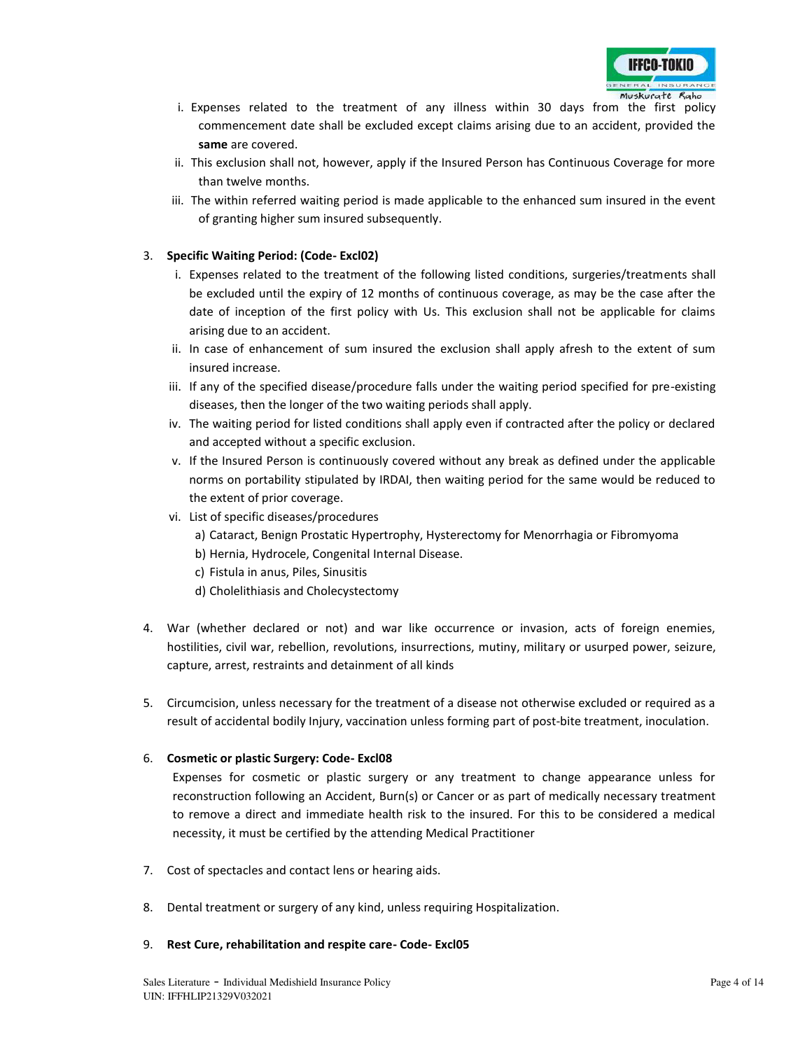i. Expenses related to the treatment of any illness within 30 days from the first policy commencement date shall be excluded except claims arising due to an accident, provided the **same** are covered.
ii. This exclusion shall not, however, apply if the Insured Person has Continuous Coverage for more than twelve months.
iii. The within referred waiting period is made applicable to the enhanced sum insured in the event of granting higher sum insured subsequently.

3. **Specific Waiting Period: (Code- Excl02)**
   i. Expenses related to the treatment of the following listed conditions, surgeries/treatments shall be excluded until the expiry of 12 months of continuous coverage, as may be the case after the date of inception of the first policy with Us. This exclusion shall not be applicable for claims arising due to an accident.
   ii. In case of enhancement of sum insured the exclusion shall apply afresh to the extent of sum insured increase.
   iii. If any of the specified disease/procedure falls under the waiting period specified for pre-existing diseases, then the longer of the two waiting periods shall apply.
   iv. The waiting period for listed conditions shall apply even if contracted after the policy or declared and accepted without a specific exclusion.
   v. If the Insured Person is continuously covered without any break as defined under the applicable norms on portability stipulated by IRDAI, then waiting period for the same would be reduced to the extent of prior coverage.
   vi. List of specific diseases/procedures
      a) Cataract, Benign Prostatic Hypertrophy, Hysterectomy for Menorrhagia or Fibromyoma
      b) Hernia, Hydrocele, Congenital Internal Disease.
      c) Fistula in anus, Piles, Sinusitis
      d) Cholelithiasis and Cholecystectomy

4. War (whether declared or not) and war like occurrence or invasion, acts of foreign enemies, hostilities, civil war, rebellion, revolutions, insurrections, mutiny, military or usurped power, seizure, capture, arrest, restraints and detainment of all kinds

5. Circumcision, unless necessary for the treatment of a disease not otherwise excluded or required as a result of accidental bodily Injury, vaccination unless forming part of post-bite treatment, inoculation.

6. **Cosmetic or plastic Surgery: Code- Excl08**
   Expenses for cosmetic or plastic surgery or any treatment to change appearance unless for reconstruction following an Accident, Burn(s) or Cancer or as part of medically necessary treatment to remove a direct and immediate health risk to the insured. For this to be considered a medical necessity, it must be certified by the attending Medical Practitioner

7. Cost of spectacles and contact lens or hearing aids.

8. Dental treatment or surgery of any kind, unless requiring Hospitalization.

9. **Rest Cure, rehabilitation and respite care- Code- Excl05**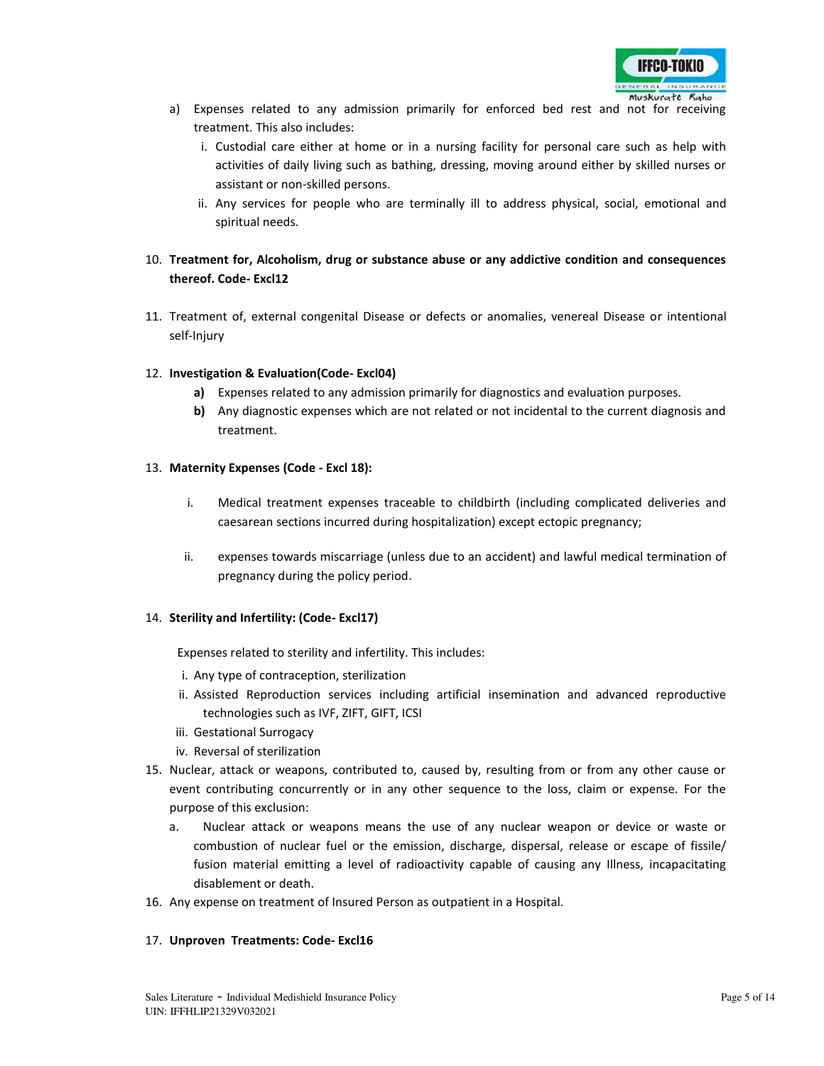a) Expenses related to any admission primarily for enforced bed rest and not for receiving treatment. This also includes:
   i. Custodial care either at home or in a nursing facility for personal care such as help with activities of daily living such as bathing, dressing, moving around either by skilled nurses or assistant or non-skilled persons.
   ii. Any services for people who are terminally ill to address physical, social, emotional and spiritual needs.

10. **Treatment for, Alcoholism, drug or substance abuse or any addictive condition and consequences thereof. Code- Excl12**

11. Treatment of, external congenital Disease or defects or anomalies, venereal Disease or intentional self-Injury

12. **Investigation & Evaluation(Code- Excl04)**
    **a)** Expenses related to any admission primarily for diagnostics and evaluation purposes.
    **b)** Any diagnostic expenses which are not related or not incidental to the current diagnosis and treatment.

13. **Maternity Expenses (Code - Excl 18):**

    i. Medical treatment expenses traceable to childbirth (including complicated deliveries and caesarean sections incurred during hospitalization) except ectopic pregnancy;

    ii. expenses towards miscarriage (unless due to an accident) and lawful medical termination of pregnancy during the policy period.

14. **Sterility and Infertility: (Code- Excl17)**

    Expenses related to sterility and infertility. This includes:
    i. Any type of contraception, sterilization
    ii. Assisted Reproduction services including artificial insemination and advanced reproductive technologies such as IVF, ZIFT, GIFT, ICSI
    iii. Gestational Surrogacy
    iv. Reversal of sterilization

15. Nuclear, attack or weapons, contributed to, caused by, resulting from or from any other cause or event contributing concurrently or in any other sequence to the loss, claim or expense. For the purpose of this exclusion:
    a. Nuclear attack or weapons means the use of any nuclear weapon or device or waste or combustion of nuclear fuel or the emission, discharge, dispersal, release or escape of fissile/ fusion material emitting a level of radioactivity capable of causing any Illness, incapacitating disablement or death.

16. Any expense on treatment of Insured Person as outpatient in a Hospital.

17. **Unproven Treatments: Code- Excl16**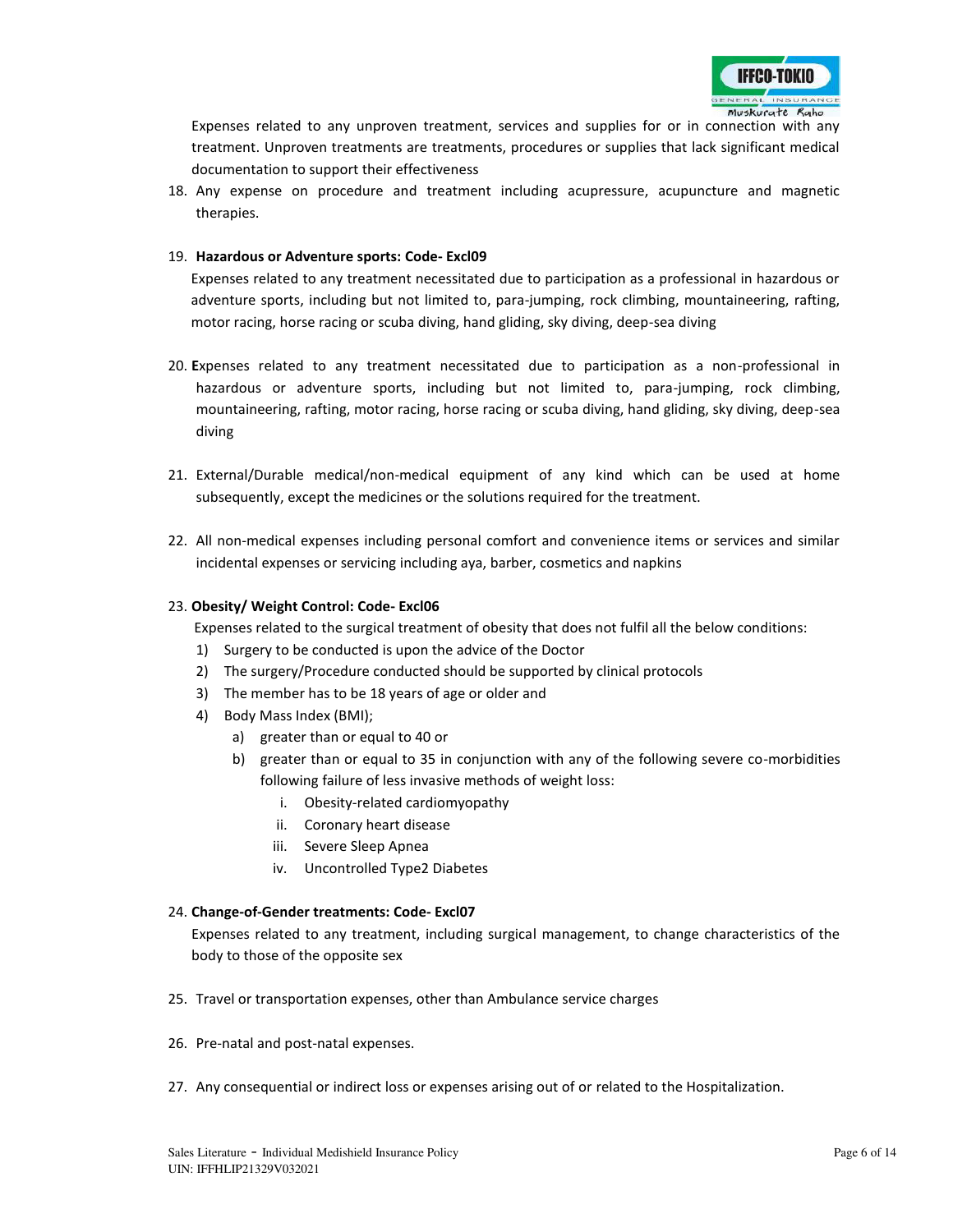Expenses related to any unproven treatment, services and supplies for or in connection with any treatment. Unproven treatments are treatments, procedures or supplies that lack significant medical documentation to support their effectiveness

18. Any expense on procedure and treatment including acupressure, acupuncture and magnetic therapies.

19. **Hazardous or Adventure sports: Code- Excl09**
    Expenses related to any treatment necessitated due to participation as a professional in hazardous or adventure sports, including but not limited to, para-jumping, rock climbing, mountaineering, rafting, motor racing, horse racing or scuba diving, hand gliding, sky diving, deep-sea diving

20. **E**xpenses related to any treatment necessitated due to participation as a non-professional in hazardous or adventure sports, including but not limited to, para-jumping, rock climbing, mountaineering, rafting, motor racing, horse racing or scuba diving, hand gliding, sky diving, deep-sea diving

21. External/Durable medical/non-medical equipment of any kind which can be used at home subsequently, except the medicines or the solutions required for the treatment.

22. All non-medical expenses including personal comfort and convenience items or services and similar incidental expenses or servicing including aya, barber, cosmetics and napkins

23. **Obesity/ Weight Control: Code- Excl06**
    Expenses related to the surgical treatment of obesity that does not fulfil all the below conditions:
    1) Surgery to be conducted is upon the advice of the Doctor
    2) The surgery/Procedure conducted should be supported by clinical protocols
    3) The member has to be 18 years of age or older and
    4) Body Mass Index (BMI);
       a) greater than or equal to 40 or
       b) greater than or equal to 35 in conjunction with any of the following severe co-morbidities following failure of less invasive methods of weight loss:
          i. Obesity-related cardiomyopathy
          ii. Coronary heart disease
          iii. Severe Sleep Apnea
          iv. Uncontrolled Type2 Diabetes

24. **Change-of-Gender treatments: Code- Excl07**
    Expenses related to any treatment, including surgical management, to change characteristics of the body to those of the opposite sex

25. Travel or transportation expenses, other than Ambulance service charges

26. Pre-natal and post-natal expenses.

27. Any consequential or indirect loss or expenses arising out of or related to the Hospitalization.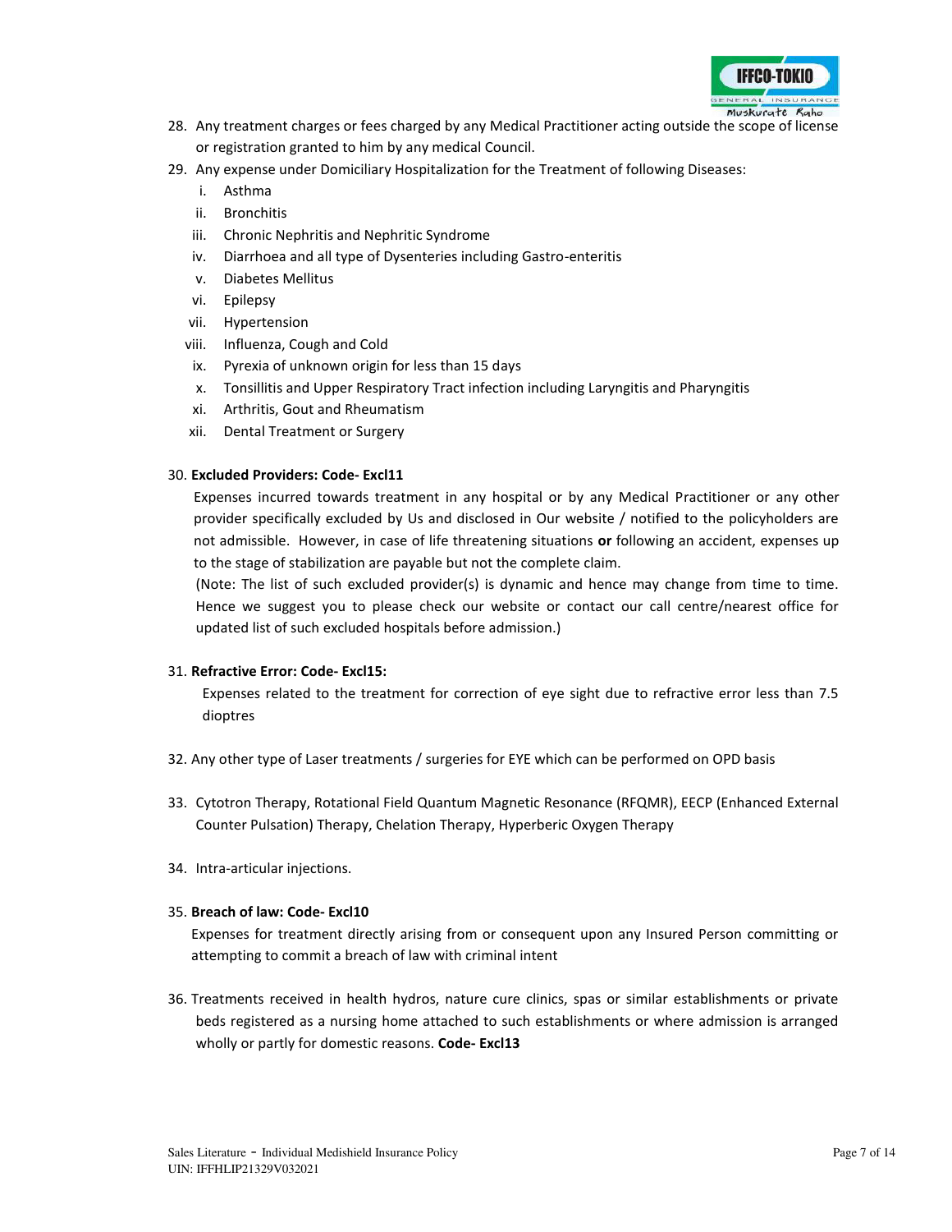28. Any treatment charges or fees charged by any Medical Practitioner acting outside the scope of license or registration granted to him by any medical Council.
29. Any expense under Domiciliary Hospitalization for the Treatment of following Diseases:
    i. Asthma
    ii. Bronchitis
    iii. Chronic Nephritis and Nephritic Syndrome
    iv. Diarrhoea and all type of Dysenteries including Gastro-enteritis
    v. Diabetes Mellitus
    vi. Epilepsy
    vii. Hypertension
    viii. Influenza, Cough and Cold
    ix. Pyrexia of unknown origin for less than 15 days
    x. Tonsillitis and Upper Respiratory Tract infection including Laryngitis and Pharyngitis
    xi. Arthritis, Gout and Rheumatism
    xii. Dental Treatment or Surgery

30. **Excluded Providers: Code- Excl11**

    Expenses incurred towards treatment in any hospital or by any Medical Practitioner or any other provider specifically excluded by Us and disclosed in Our website / notified to the policyholders are not admissible. However, in case of life threatening situations **or** following an accident, expenses up to the stage of stabilization are payable but not the complete claim.

    (Note: The list of such excluded provider(s) is dynamic and hence may change from time to time. Hence we suggest you to please check our website or contact our call centre/nearest office for updated list of such excluded hospitals before admission.)

31. **Refractive Error: Code- Excl15:**

    Expenses related to the treatment for correction of eye sight due to refractive error less than 7.5 dioptres

32. Any other type of Laser treatments / surgeries for EYE which can be performed on OPD basis

33. Cytotron Therapy, Rotational Field Quantum Magnetic Resonance (RFQMR), EECP (Enhanced External Counter Pulsation) Therapy, Chelation Therapy, Hyperberic Oxygen Therapy

34. Intra-articular injections.

35. **Breach of law: Code- Excl10**

    Expenses for treatment directly arising from or consequent upon any Insured Person committing or attempting to commit a breach of law with criminal intent

36. Treatments received in health hydros, nature cure clinics, spas or similar establishments or private beds registered as a nursing home attached to such establishments or where admission is arranged wholly or partly for domestic reasons. **Code- Excl13**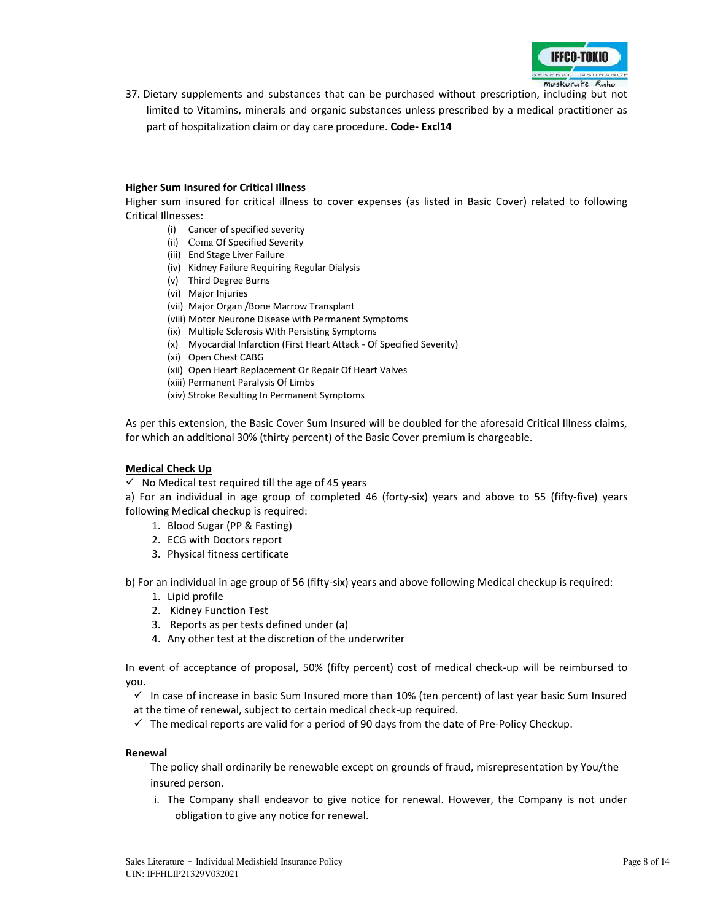37. Dietary supplements and substances that can be purchased without prescription, including but not limited to Vitamins, minerals and organic substances unless prescribed by a medical practitioner as part of hospitalization claim or day care procedure. **Code- Excl14**

**Higher Sum Insured for Critical Illness**

Higher sum insured for critical illness to cover expenses (as listed in Basic Cover) related to following Critical Illnesses:

- (i) Cancer of specified severity
- (ii) Coma Of Specified Severity
- (iii) End Stage Liver Failure
- (iv) Kidney Failure Requiring Regular Dialysis
- (v) Third Degree Burns
- (vi) Major Injuries
- (vii) Major Organ /Bone Marrow Transplant
- (viii) Motor Neurone Disease with Permanent Symptoms
- (ix) Multiple Sclerosis With Persisting Symptoms
- (x) Myocardial Infarction (First Heart Attack - Of Specified Severity)
- (xi) Open Chest CABG
- (xii) Open Heart Replacement Or Repair Of Heart Valves
- (xiii) Permanent Paralysis Of Limbs
- (xiv) Stroke Resulting In Permanent Symptoms

As per this extension, the Basic Cover Sum Insured will be doubled for the aforesaid Critical Illness claims, for which an additional 30% (thirty percent) of the Basic Cover premium is chargeable.

**Medical Check Up**

✓ No Medical test required till the age of 45 years

a) For an individual in age group of completed 46 (forty-six) years and above to 55 (fifty-five) years following Medical checkup is required:

1. Blood Sugar (PP & Fasting)
2. ECG with Doctors report
3. Physical fitness certificate

b) For an individual in age group of 56 (fifty-six) years and above following Medical checkup is required:

1. Lipid profile
2. Kidney Function Test
3. Reports as per tests defined under (a)
4. Any other test at the discretion of the underwriter

In event of acceptance of proposal, 50% (fifty percent) cost of medical check-up will be reimbursed to you.

✓ In case of increase in basic Sum Insured more than 10% (ten percent) of last year basic Sum Insured at the time of renewal, subject to certain medical check-up required.

✓ The medical reports are valid for a period of 90 days from the date of Pre-Policy Checkup.

**Renewal**

The policy shall ordinarily be renewable except on grounds of fraud, misrepresentation by You/the insured person.

i. The Company shall endeavor to give notice for renewal. However, the Company is not under obligation to give any notice for renewal.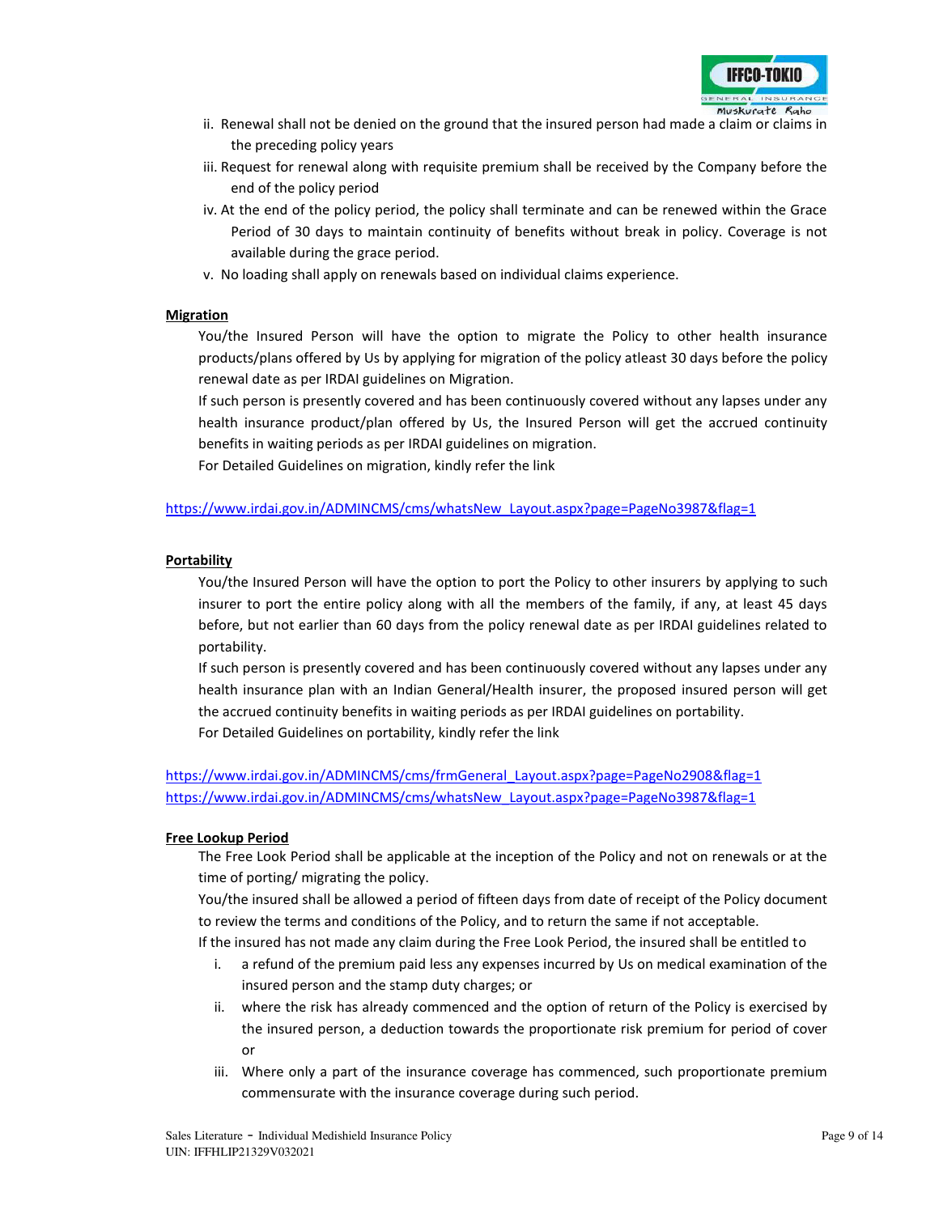ii. Renewal shall not be denied on the ground that the insured person had made a claim or claims in the preceding policy years

iii. Request for renewal along with requisite premium shall be received by the Company before the end of the policy period

iv. At the end of the policy period, the policy shall terminate and can be renewed within the Grace Period of 30 days to maintain continuity of benefits without break in policy. Coverage is not available during the grace period.

v. No loading shall apply on renewals based on individual claims experience.

**Migration**

You/the Insured Person will have the option to migrate the Policy to other health insurance products/plans offered by Us by applying for migration of the policy atleast 30 days before the policy renewal date as per IRDAI guidelines on Migration.

If such person is presently covered and has been continuously covered without any lapses under any health insurance product/plan offered by Us, the Insured Person will get the accrued continuity benefits in waiting periods as per IRDAI guidelines on migration.

For Detailed Guidelines on migration, kindly refer the link

https://www.irdai.gov.in/ADMINCMS/cms/whatsNew_Layout.aspx?page=PageNo3987&flag=1

**Portability**

You/the Insured Person will have the option to port the Policy to other insurers by applying to such insurer to port the entire policy along with all the members of the family, if any, at least 45 days before, but not earlier than 60 days from the policy renewal date as per IRDAI guidelines related to portability.

If such person is presently covered and has been continuously covered without any lapses under any health insurance plan with an Indian General/Health insurer, the proposed insured person will get the accrued continuity benefits in waiting periods as per IRDAI guidelines on portability.

For Detailed Guidelines on portability, kindly refer the link

https://www.irdai.gov.in/ADMINCMS/cms/frmGeneral_Layout.aspx?page=PageNo2908&flag=1
https://www.irdai.gov.in/ADMINCMS/cms/whatsNew_Layout.aspx?page=PageNo3987&flag=1

**Free Lookup Period**

The Free Look Period shall be applicable at the inception of the Policy and not on renewals or at the time of porting/ migrating the policy.

You/the insured shall be allowed a period of fifteen days from date of receipt of the Policy document to review the terms and conditions of the Policy, and to return the same if not acceptable.

If the insured has not made any claim during the Free Look Period, the insured shall be entitled to

i. a refund of the premium paid less any expenses incurred by Us on medical examination of the insured person and the stamp duty charges; or

ii. where the risk has already commenced and the option of return of the Policy is exercised by the insured person, a deduction towards the proportionate risk premium for period of cover or

iii. Where only a part of the insurance coverage has commenced, such proportionate premium commensurate with the insurance coverage during such period.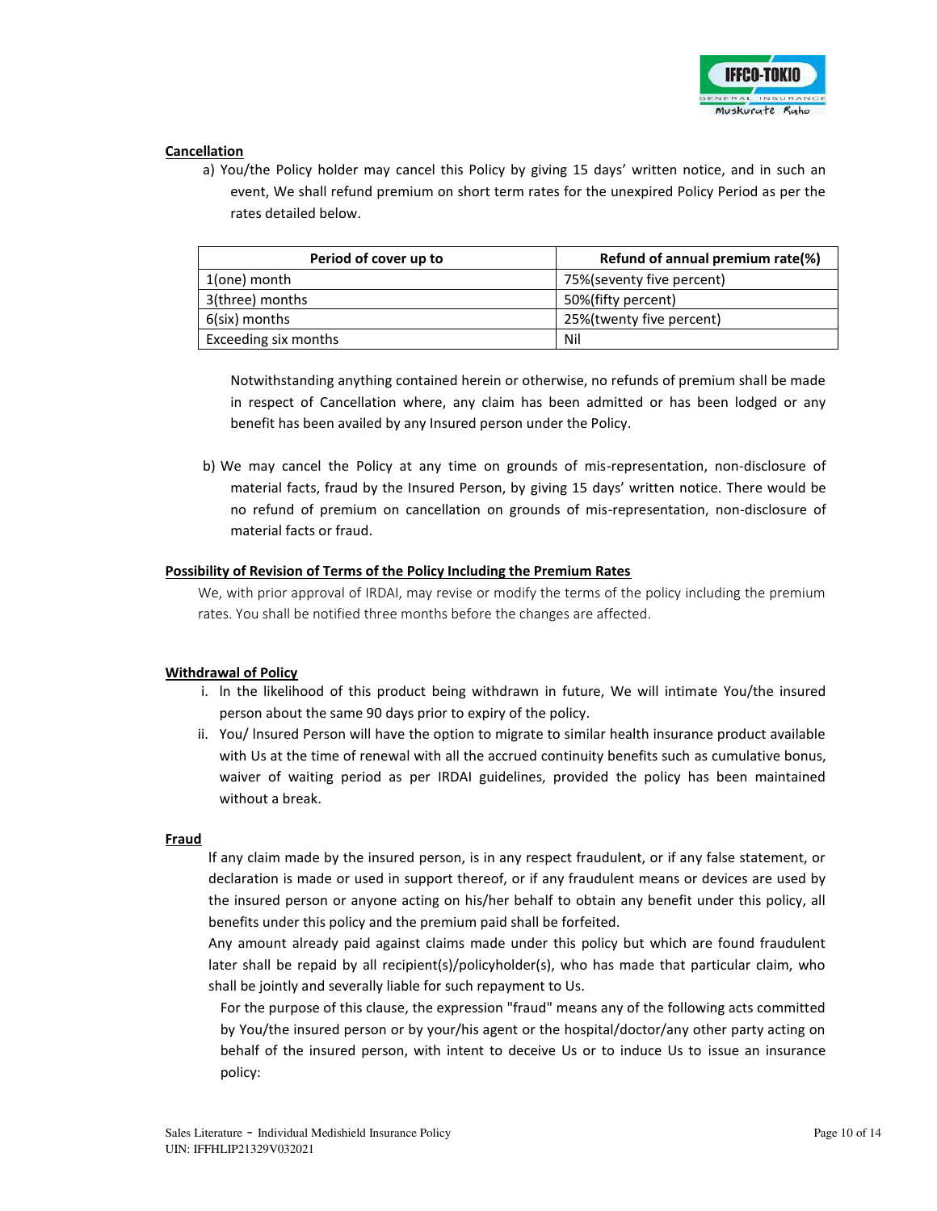**Cancellation**

a) You/the Policy holder may cancel this Policy by giving 15 days' written notice, and in such an event, We shall refund premium on short term rates for the unexpired Policy Period as per the rates detailed below.

| Period of cover up to | Refund of annual premium rate(%) |
| --- | --- |
| 1(one) month | 75%(seventy five percent) |
| 3(three) months | 50%(fifty percent) |
| 6(six) months | 25%(twenty five percent) |
| Exceeding six months | Nil |

Notwithstanding anything contained herein or otherwise, no refunds of premium shall be made in respect of Cancellation where, any claim has been admitted or has been lodged or any benefit has been availed by any Insured person under the Policy.

b) We may cancel the Policy at any time on grounds of mis-representation, non-disclosure of material facts, fraud by the Insured Person, by giving 15 days' written notice. There would be no refund of premium on cancellation on grounds of mis-representation, non-disclosure of material facts or fraud.

**Possibility of Revision of Terms of the Policy Including the Premium Rates**

We, with prior approval of IRDAI, may revise or modify the terms of the policy including the premium rates. You shall be notified three months before the changes are affected.

**Withdrawal of Policy**

i. In the likelihood of this product being withdrawn in future, We will intimate You/the insured person about the same 90 days prior to expiry of the policy.

ii. You/ Insured Person will have the option to migrate to similar health insurance product available with Us at the time of renewal with all the accrued continuity benefits such as cumulative bonus, waiver of waiting period as per IRDAI guidelines, provided the policy has been maintained without a break.

**Fraud**

If any claim made by the insured person, is in any respect fraudulent, or if any false statement, or declaration is made or used in support thereof, or if any fraudulent means or devices are used by the insured person or anyone acting on his/her behalf to obtain any benefit under this policy, all benefits under this policy and the premium paid shall be forfeited.

Any amount already paid against claims made under this policy but which are found fraudulent later shall be repaid by all recipient(s)/policyholder(s), who has made that particular claim, who shall be jointly and severally liable for such repayment to Us.

For the purpose of this clause, the expression "fraud" means any of the following acts committed by You/the insured person or by your/his agent or the hospital/doctor/any other party acting on behalf of the insured person, with intent to deceive Us or to induce Us to issue an insurance policy: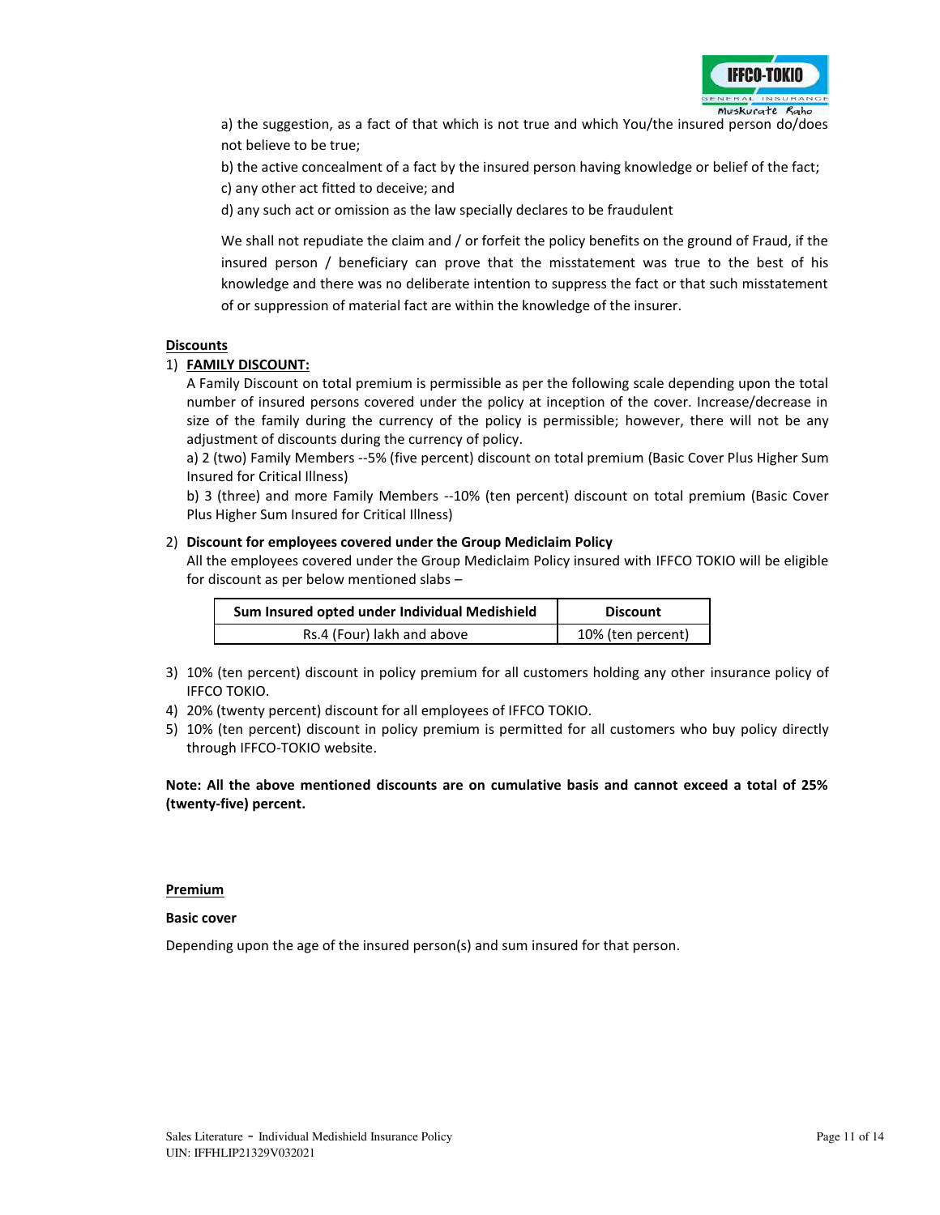a) the suggestion, as a fact of that which is not true and which You/the insured person do/does not believe to be true;

b) the active concealment of a fact by the insured person having knowledge or belief of the fact;

c) any other act fitted to deceive; and

d) any such act or omission as the law specially declares to be fraudulent

We shall not repudiate the claim and / or forfeit the policy benefits on the ground of Fraud, if the insured person / beneficiary can prove that the misstatement was true to the best of his knowledge and there was no deliberate intention to suppress the fact or that such misstatement of or suppression of material fact are within the knowledge of the insurer.

## Discounts

1) **FAMILY DISCOUNT:**

   A Family Discount on total premium is permissible as per the following scale depending upon the total number of insured persons covered under the policy at inception of the cover. Increase/decrease in size of the family during the currency of the policy is permissible; however, there will not be any adjustment of discounts during the currency of policy.

   a) 2 (two) Family Members --5% (five percent) discount on total premium (Basic Cover Plus Higher Sum Insured for Critical Illness)

   b) 3 (three) and more Family Members --10% (ten percent) discount on total premium (Basic Cover Plus Higher Sum Insured for Critical Illness)

2) **Discount for employees covered under the Group Mediclaim Policy**

   All the employees covered under the Group Mediclaim Policy insured with IFFCO TOKIO will be eligible for discount as per below mentioned slabs –

| Sum Insured opted under Individual Medishield | Discount |
|---|---|
| Rs.4 (Four) lakh and above | 10% (ten percent) |

3) 10% (ten percent) discount in policy premium for all customers holding any other insurance policy of IFFCO TOKIO.
4) 20% (twenty percent) discount for all employees of IFFCO TOKIO.
5) 10% (ten percent) discount in policy premium is permitted for all customers who buy policy directly through IFFCO-TOKIO website.

**Note: All the above mentioned discounts are on cumulative basis and cannot exceed a total of 25% (twenty-five) percent.**

## Premium

**Basic cover**

Depending upon the age of the insured person(s) and sum insured for that person.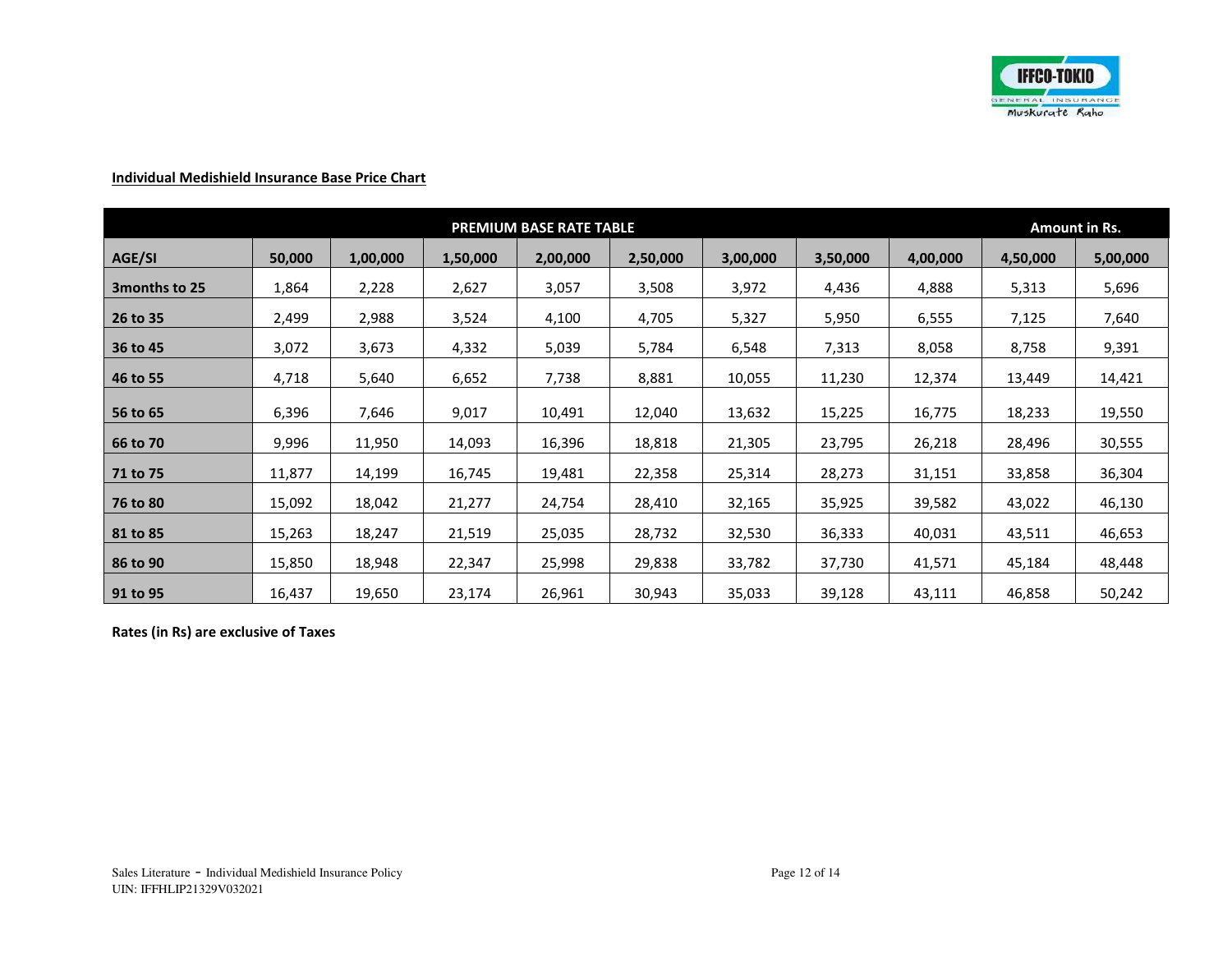**Individual Medishield Insurance Base Price Chart**

| PREMIUM BASE RATE TABLE | | | | | | | | | | Amount in Rs. |
|---|---|---|---|---|---|---|---|---|---|---|
| **AGE/SI** | **50,000** | **1,00,000** | **1,50,000** | **2,00,000** | **2,50,000** | **3,00,000** | **3,50,000** | **4,00,000** | **4,50,000** | **5,00,000** |
| **3months to 25** | 1,864 | 2,228 | 2,627 | 3,057 | 3,508 | 3,972 | 4,436 | 4,888 | 5,313 | 5,696 |
| **26 to 35** | 2,499 | 2,988 | 3,524 | 4,100 | 4,705 | 5,327 | 5,950 | 6,555 | 7,125 | 7,640 |
| **36 to 45** | 3,072 | 3,673 | 4,332 | 5,039 | 5,784 | 6,548 | 7,313 | 8,058 | 8,758 | 9,391 |
| **46 to 55** | 4,718 | 5,640 | 6,652 | 7,738 | 8,881 | 10,055 | 11,230 | 12,374 | 13,449 | 14,421 |
| **56 to 65** | 6,396 | 7,646 | 9,017 | 10,491 | 12,040 | 13,632 | 15,225 | 16,775 | 18,233 | 19,550 |
| **66 to 70** | 9,996 | 11,950 | 14,093 | 16,396 | 18,818 | 21,305 | 23,795 | 26,218 | 28,496 | 30,555 |
| **71 to 75** | 11,877 | 14,199 | 16,745 | 19,481 | 22,358 | 25,314 | 28,273 | 31,151 | 33,858 | 36,304 |
| **76 to 80** | 15,092 | 18,042 | 21,277 | 24,754 | 28,410 | 32,165 | 35,925 | 39,582 | 43,022 | 46,130 |
| **81 to 85** | 15,263 | 18,247 | 21,519 | 25,035 | 28,732 | 32,530 | 36,333 | 40,031 | 43,511 | 46,653 |
| **86 to 90** | 15,850 | 18,948 | 22,347 | 25,998 | 29,838 | 33,782 | 37,730 | 41,571 | 45,184 | 48,448 |
| **91 to 95** | 16,437 | 19,650 | 23,174 | 26,961 | 30,943 | 35,033 | 39,128 | 43,111 | 46,858 | 50,242 |

**Rates (in Rs) are exclusive of Taxes**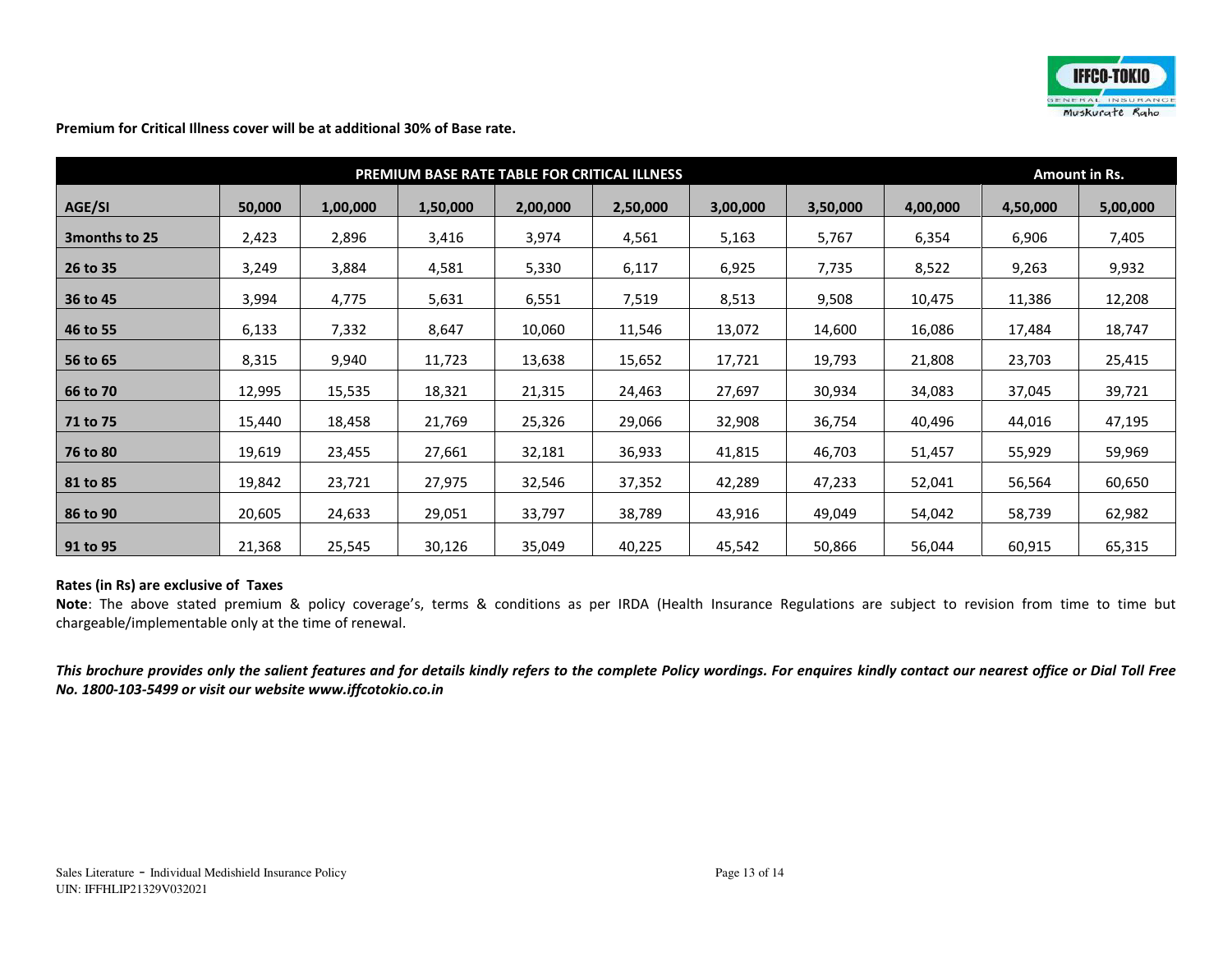**Premium for Critical Illness cover will be at additional 30% of Base rate.**

| PREMIUM BASE RATE TABLE FOR CRITICAL ILLNESS | | | | | | | | | Amount in Rs. | |
|---|---|---|---|---|---|---|---|---|---|---|
| **AGE/SI** | **50,000** | **1,00,000** | **1,50,000** | **2,00,000** | **2,50,000** | **3,00,000** | **3,50,000** | **4,00,000** | **4,50,000** | **5,00,000** |
| **3months to 25** | 2,423 | 2,896 | 3,416 | 3,974 | 4,561 | 5,163 | 5,767 | 6,354 | 6,906 | 7,405 |
| **26 to 35** | 3,249 | 3,884 | 4,581 | 5,330 | 6,117 | 6,925 | 7,735 | 8,522 | 9,263 | 9,932 |
| **36 to 45** | 3,994 | 4,775 | 5,631 | 6,551 | 7,519 | 8,513 | 9,508 | 10,475 | 11,386 | 12,208 |
| **46 to 55** | 6,133 | 7,332 | 8,647 | 10,060 | 11,546 | 13,072 | 14,600 | 16,086 | 17,484 | 18,747 |
| **56 to 65** | 8,315 | 9,940 | 11,723 | 13,638 | 15,652 | 17,721 | 19,793 | 21,808 | 23,703 | 25,415 |
| **66 to 70** | 12,995 | 15,535 | 18,321 | 21,315 | 24,463 | 27,697 | 30,934 | 34,083 | 37,045 | 39,721 |
| **71 to 75** | 15,440 | 18,458 | 21,769 | 25,326 | 29,066 | 32,908 | 36,754 | 40,496 | 44,016 | 47,195 |
| **76 to 80** | 19,619 | 23,455 | 27,661 | 32,181 | 36,933 | 41,815 | 46,703 | 51,457 | 55,929 | 59,969 |
| **81 to 85** | 19,842 | 23,721 | 27,975 | 32,546 | 37,352 | 42,289 | 47,233 | 52,041 | 56,564 | 60,650 |
| **86 to 90** | 20,605 | 24,633 | 29,051 | 33,797 | 38,789 | 43,916 | 49,049 | 54,042 | 58,739 | 62,982 |
| **91 to 95** | 21,368 | 25,545 | 30,126 | 35,049 | 40,225 | 45,542 | 50,866 | 56,044 | 60,915 | 65,315 |

**Rates (in Rs) are exclusive of Taxes**

**Note**: The above stated premium & policy coverage's, terms & conditions as per IRDA (Health Insurance Regulations are subject to revision from time to time but chargeable/implementable only at the time of renewal.

***This brochure provides only the salient features and for details kindly refers to the complete Policy wordings. For enquires kindly contact our nearest office or Dial Toll Free No. 1800-103-5499 or visit our website www.iffcotokio.co.in***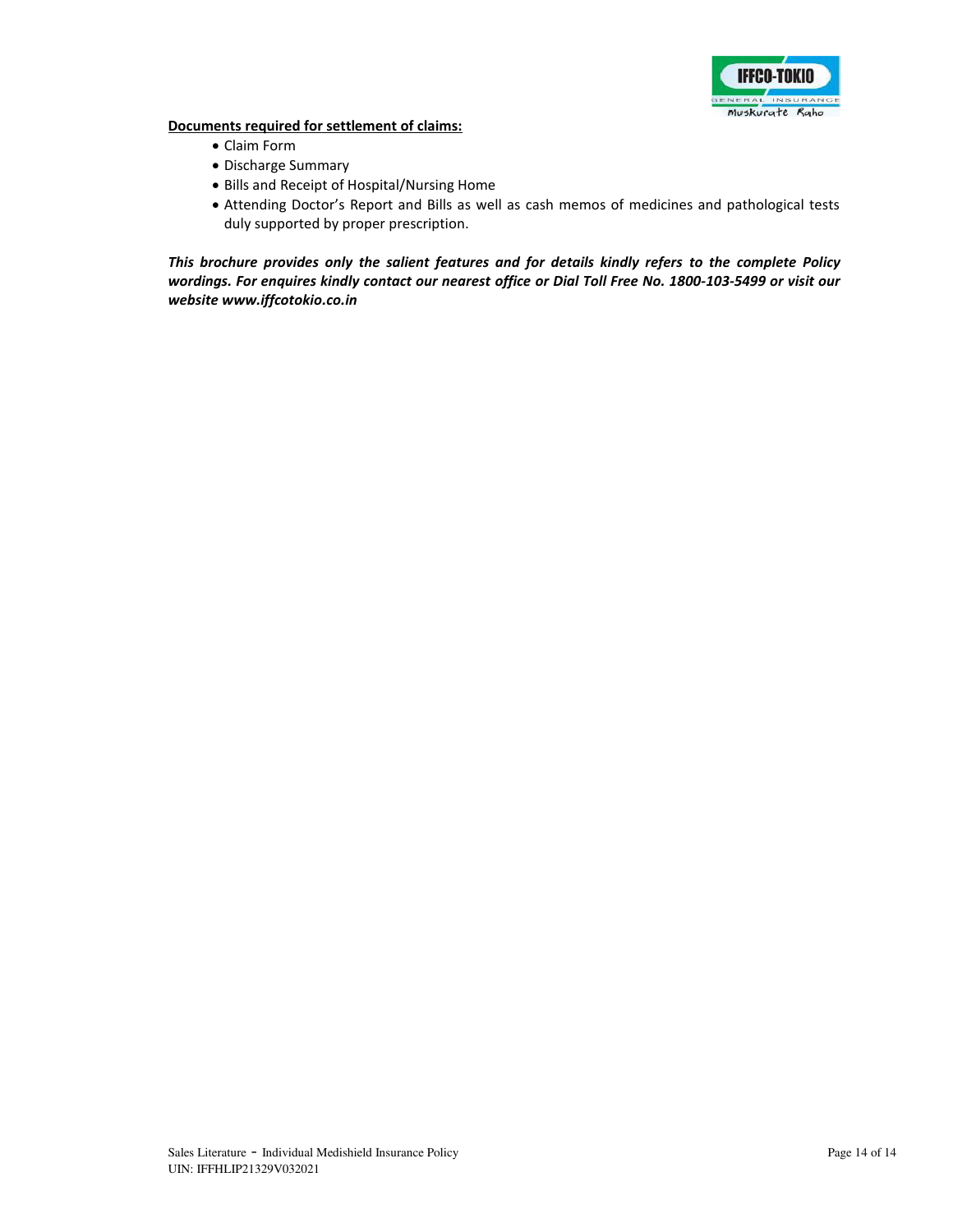**Documents required for settlement of claims:**

- Claim Form
- Discharge Summary
- Bills and Receipt of Hospital/Nursing Home
- Attending Doctor's Report and Bills as well as cash memos of medicines and pathological tests duly supported by proper prescription.

***This brochure provides only the salient features and for details kindly refers to the complete Policy wordings. For enquires kindly contact our nearest office or Dial Toll Free No. 1800-103-5499 or visit our website www.iffcotokio.co.in***